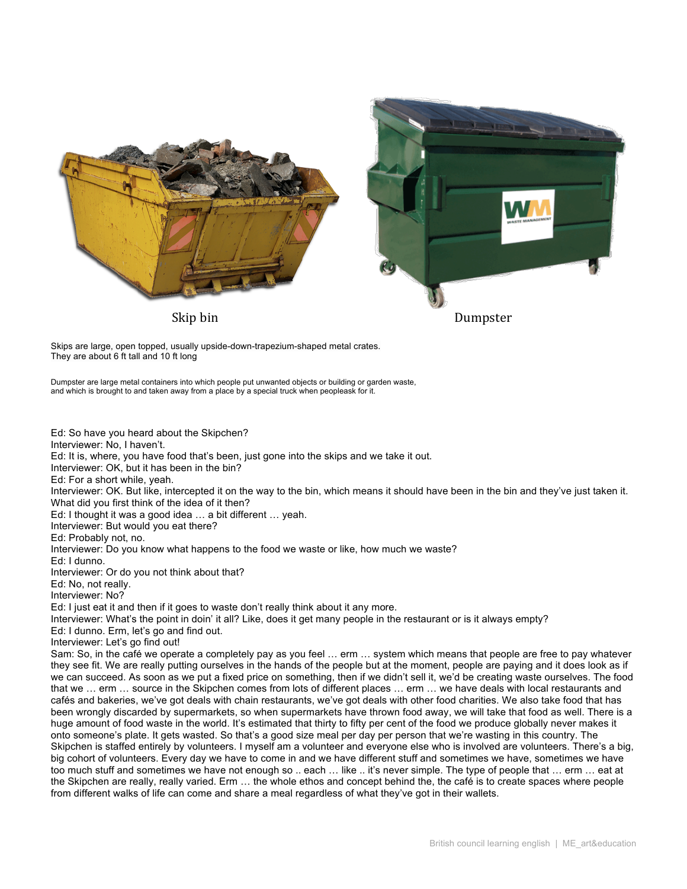Skip bin

Dumpster

Skips are large, open topped, usually upside-down-trapezium-shaped metal crates.
They are about 6 ft tall and 10 ft long

Dumpster are large metal containers into which people put unwanted objects or building or garden waste, and which is brought to and taken away from a place by a special truck when peopleask for it.

Ed: So have you heard about the Skipchen?
Interviewer: No, I haven't.
Ed: It is, where, you have food that's been, just gone into the skips and we take it out.
Interviewer: OK, but it has been in the bin?
Ed: For a short while, yeah.
Interviewer: OK. But like, intercepted it on the way to the bin, which means it should have been in the bin and they've just taken it. What did you first think of the idea of it then?
Ed: I thought it was a good idea … a bit different … yeah.
Interviewer: But would you eat there?
Ed: Probably not, no.
Interviewer: Do you know what happens to the food we waste or like, how much we waste?
Ed: I dunno.
Interviewer: Or do you not think about that?
Ed: No, not really.
Interviewer: No?
Ed: I just eat it and then if it goes to waste don't really think about it any more.
Interviewer: What's the point in doin' it all? Like, does it get many people in the restaurant or is it always empty?
Ed: I dunno. Erm, let's go and find out.
Interviewer: Let's go find out!
Sam: So, in the café we operate a completely pay as you feel … erm … system which means that people are free to pay whatever they see fit. We are really putting ourselves in the hands of the people but at the moment, people are paying and it does look as if we can succeed. As soon as we put a fixed price on something, then if we didn't sell it, we'd be creating waste ourselves. The food that we … erm … source in the Skipchen comes from lots of different places … erm … we have deals with local restaurants and cafés and bakeries, we've got deals with chain restaurants, we've got deals with other food charities. We also take food that has been wrongly discarded by supermarkets, so when supermarkets have thrown food away, we will take that food as well. There is a huge amount of food waste in the world. It's estimated that thirty to fifty per cent of the food we produce globally never makes it onto someone's plate. It gets wasted. So that's a good size meal per day per person that we're wasting in this country. The Skipchen is staffed entirely by volunteers. I myself am a volunteer and everyone else who is involved are volunteers. There's a big, big cohort of volunteers. Every day we have to come in and we have different stuff and sometimes we have, sometimes we have too much stuff and sometimes we have not enough so .. each … like .. it's never simple. The type of people that … erm … eat at the Skipchen are really, really varied. Erm … the whole ethos and concept behind the, the café is to create spaces where people from different walks of life can come and share a meal regardless of what they've got in their wallets.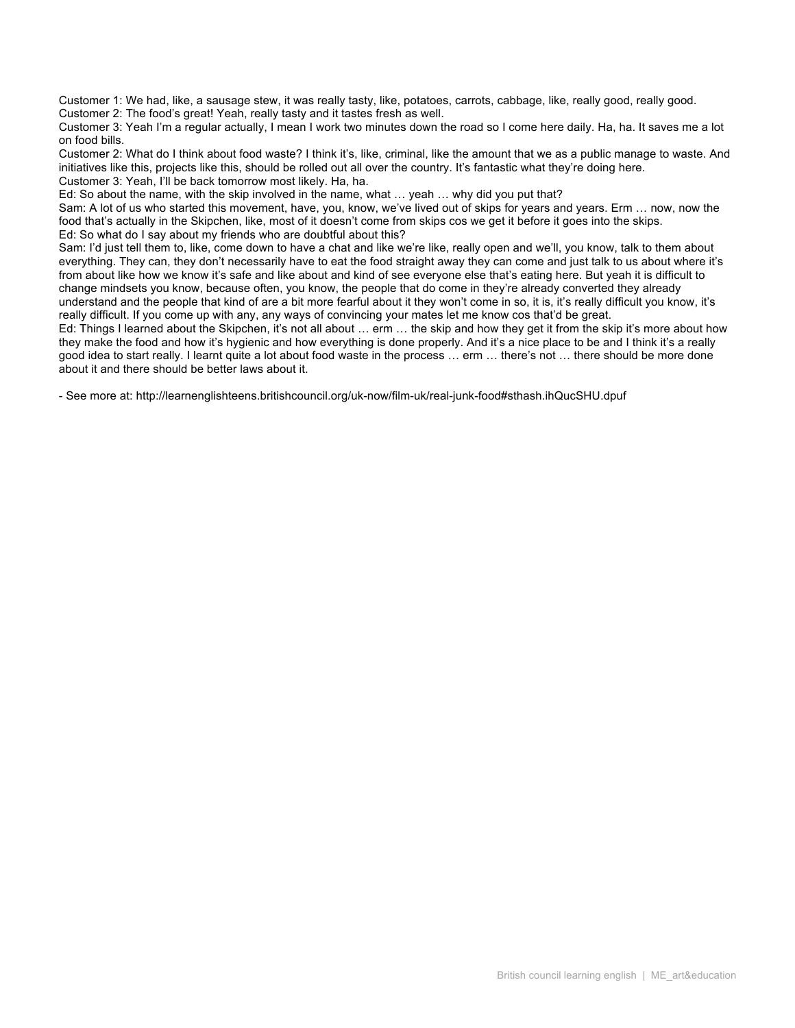Customer 1: We had, like, a sausage stew, it was really tasty, like, potatoes, carrots, cabbage, like, really good, really good.
Customer 2: The food's great! Yeah, really tasty and it tastes fresh as well.
Customer 3: Yeah I'm a regular actually, I mean I work two minutes down the road so I come here daily. Ha, ha. It saves me a lot on food bills.
Customer 2: What do I think about food waste? I think it's, like, criminal, like the amount that we as a public manage to waste. And initiatives like this, projects like this, should be rolled out all over the country. It's fantastic what they're doing here.
Customer 3: Yeah, I'll be back tomorrow most likely. Ha, ha.
Ed: So about the name, with the skip involved in the name, what … yeah … why did you put that?
Sam: A lot of us who started this movement, have, you, know, we've lived out of skips for years and years. Erm … now, now the food that's actually in the Skipchen, like, most of it doesn't come from skips cos we get it before it goes into the skips.
Ed: So what do I say about my friends who are doubtful about this?
Sam: I'd just tell them to, like, come down to have a chat and like we're like, really open and we'll, you know, talk to them about everything. They can, they don't necessarily have to eat the food straight away they can come and just talk to us about where it's from about like how we know it's safe and like about and kind of see everyone else that's eating here. But yeah it is difficult to change mindsets you know, because often, you know, the people that do come in they're already converted they already understand and the people that kind of are a bit more fearful about it they won't come in so, it is, it's really difficult you know, it's really difficult. If you come up with any, any ways of convincing your mates let me know cos that'd be great.
Ed: Things I learned about the Skipchen, it's not all about … erm … the skip and how they get it from the skip it's more about how they make the food and how it's hygienic and how everything is done properly. And it's a nice place to be and I think it's a really good idea to start really. I learnt quite a lot about food waste in the process … erm … there's not … there should be more done about it and there should be better laws about it.

- See more at: http://learnenglishteens.britishcouncil.org/uk-now/film-uk/real-junk-food#sthash.ihQucSHU.dpuf